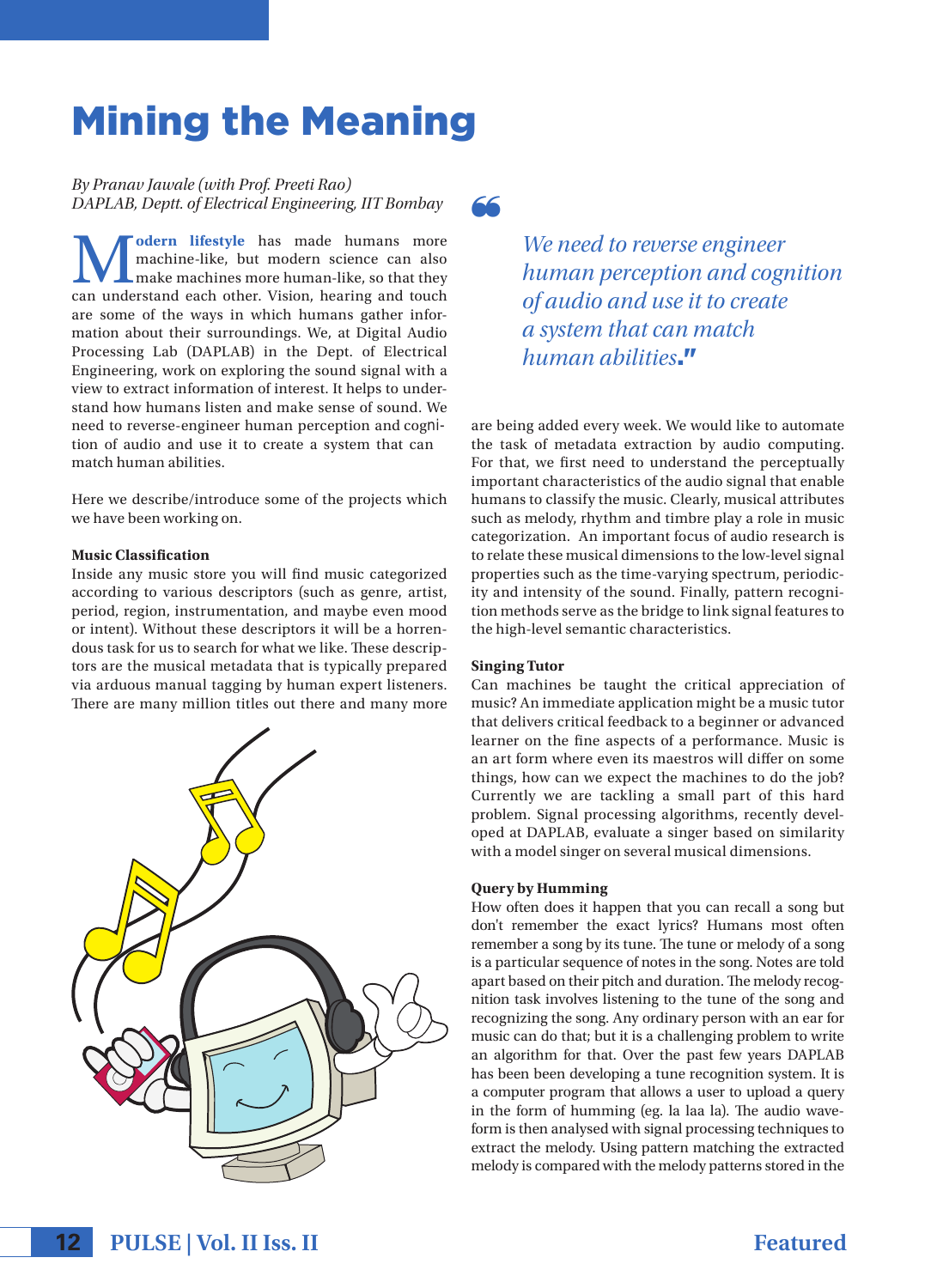# Mining the Meaning

*By Pranav Jawale (with Prof. Preeti Rao)*
*DAPLAB, Deptt. of Electrical Engineering, IIT Bombay*

**Modern lifestyle** has made humans more machine-like, but modern science can also make machines more human-like, so that they can understand each other. Vision, hearing and touch are some of the ways in which humans gather information about their surroundings. We, at Digital Audio Processing Lab (DAPLAB) in the Dept. of Electrical Engineering, work on exploring the sound signal with a view to extract information of interest. It helps to understand how humans listen and make sense of sound. We need to reverse-engineer human perception and cognition of audio and use it to create a system that can match human abilities.

Here we describe/introduce some of the projects which we have been working on.

> *We need to reverse engineer human perception and cognition of audio and use it to create a system that can match human abilities.*

**Music Classification**

Inside any music store you will find music categorized according to various descriptors (such as genre, artist, period, region, instrumentation, and maybe even mood or intent). Without these descriptors it will be a horrendous task for us to search for what we like. These descriptors are the musical metadata that is typically prepared via arduous manual tagging by human expert listeners. There are many million titles out there and many more are being added every week. We would like to automate the task of metadata extraction by audio computing. For that, we first need to understand the perceptually important characteristics of the audio signal that enable humans to classify the music. Clearly, musical attributes such as melody, rhythm and timbre play a role in music categorization. An important focus of audio research is to relate these musical dimensions to the low-level signal properties such as the time-varying spectrum, periodicity and intensity of the sound. Finally, pattern recognition methods serve as the bridge to link signal features to the high-level semantic characteristics.

**Singing Tutor**

Can machines be taught the critical appreciation of music? An immediate application might be a music tutor that delivers critical feedback to a beginner or advanced learner on the fine aspects of a performance. Music is an art form where even its maestros will differ on some things, how can we expect the machines to do the job? Currently we are tackling a small part of this hard problem. Signal processing algorithms, recently developed at DAPLAB, evaluate a singer based on similarity with a model singer on several musical dimensions.

**Query by Humming**

How often does it happen that you can recall a song but don't remember the exact lyrics? Humans most often remember a song by its tune. The tune or melody of a song is a particular sequence of notes in the song. Notes are told apart based on their pitch and duration. The melody recognition task involves listening to the tune of the song and recognizing the song. Any ordinary person with an ear for music can do that; but it is a challenging problem to write an algorithm for that. Over the past few years DAPLAB has been developing a tune recognition system. It is a computer program that allows a user to upload a query in the form of humming (eg. la laa la). The audio waveform is then analysed with signal processing techniques to extract the melody. Using pattern matching the extracted melody is compared with the melody patterns stored in the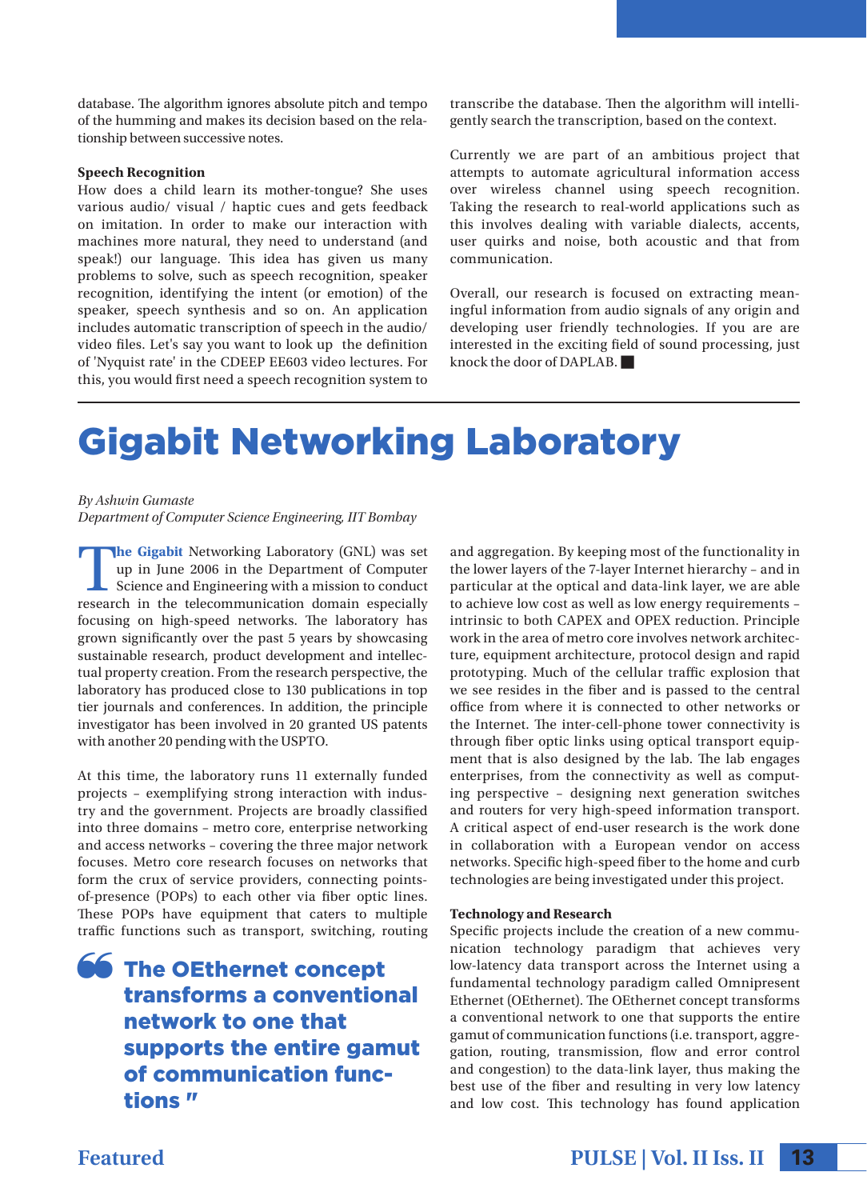database. The algorithm ignores absolute pitch and tempo of the humming and makes its decision based on the relationship between successive notes.

**Speech Recognition**

How does a child learn its mother-tongue? She uses various audio/ visual / haptic cues and gets feedback on imitation. In order to make our interaction with machines more natural, they need to understand (and speak!) our language. This idea has given us many problems to solve, such as speech recognition, speaker recognition, identifying the intent (or emotion) of the speaker, speech synthesis and so on. An application includes automatic transcription of speech in the audio/ video files. Let's say you want to look up the definition of 'Nyquist rate' in the CDEEP EE603 video lectures. For this, you would first need a speech recognition system to transcribe the database. Then the algorithm will intelligently search the transcription, based on the context.

Currently we are part of an ambitious project that attempts to automate agricultural information access over wireless channel using speech recognition. Taking the research to real-world applications such as this involves dealing with variable dialects, accents, user quirks and noise, both acoustic and that from communication.

Overall, our research is focused on extracting meaningful information from audio signals of any origin and developing user friendly technologies. If you are are interested in the exciting field of sound processing, just knock the door of DAPLAB. ■

# Gigabit Networking Laboratory

*By Ashwin Gumaste*
*Department of Computer Science Engineering, IIT Bombay*

**The Gigabit** Networking Laboratory (GNL) was set up in June 2006 in the Department of Computer Science and Engineering with a mission to conduct research in the telecommunication domain especially focusing on high-speed networks. The laboratory has grown significantly over the past 5 years by showcasing sustainable research, product development and intellectual property creation. From the research perspective, the laboratory has produced close to 130 publications in top tier journals and conferences. In addition, the principle investigator has been involved in 20 granted US patents with another 20 pending with the USPTO.

At this time, the laboratory runs 11 externally funded projects – exemplifying strong interaction with industry and the government. Projects are broadly classified into three domains – metro core, enterprise networking and access networks – covering the three major network focuses. Metro core research focuses on networks that form the crux of service providers, connecting points-of-presence (POPs) to each other via fiber optic lines. These POPs have equipment that caters to multiple traffic functions such as transport, switching, routing and aggregation. By keeping most of the functionality in the lower layers of the 7-layer Internet hierarchy – and in particular at the optical and data-link layer, we are able to achieve low cost as well as low energy requirements – intrinsic to both CAPEX and OPEX reduction. Principle work in the area of metro core involves network architecture, equipment architecture, protocol design and rapid prototyping. Much of the cellular traffic explosion that we see resides in the fiber and is passed to the central office from where it is connected to other networks or the Internet. The inter-cell-phone tower connectivity is through fiber optic links using optical transport equipment that is also designed by the lab. The lab engages enterprises, from the connectivity as well as computing perspective – designing next generation switches and routers for very high-speed information transport. A critical aspect of end-user research is the work done in collaboration with a European vendor on access networks. Specific high-speed fiber to the home and curb technologies are being investigated under this project.

> **"The OEthernet concept transforms a conventional network to one that supports the entire gamut of communication functions"**

**Technology and Research**

Specific projects include the creation of a new communication technology paradigm that achieves very low-latency data transport across the Internet using a fundamental technology paradigm called Omnipresent Ethernet (OEthernet). The OEthernet concept transforms a conventional network to one that supports the entire gamut of communication functions (i.e. transport, aggregation, routing, transmission, flow and error control and congestion) to the data-link layer, thus making the best use of the fiber and resulting in very low latency and low cost. This technology has found application